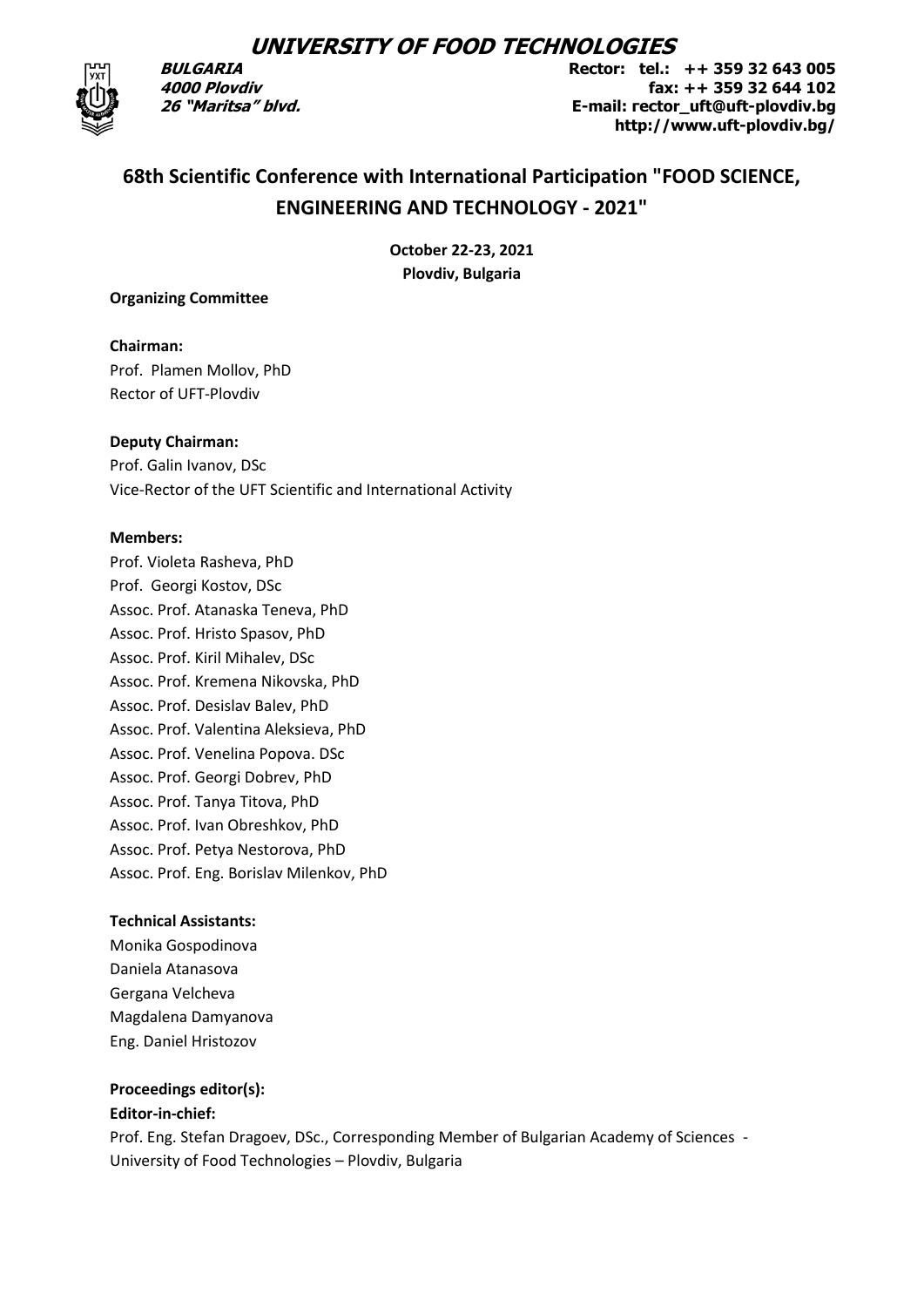# UNIVERSITY OF FOOD TECHNOLOGIES

**BULGARIA**
**4000 Plovdiv**
**26 "Maritsa" blvd.**

**Rector: tel.: ++ 359 32 643 005**
**fax: ++ 359 32 644 102**
**E-mail: rector_uft@uft-plovdiv.bg**
**http://www.uft-plovdiv.bg/**

## 68th Scientific Conference with International Participation "FOOD SCIENCE, ENGINEERING AND TECHNOLOGY - 2021"

**October 22-23, 2021**
**Plovdiv, Bulgaria**

**Organizing Committee**

**Chairman:**
Prof. Plamen Mollov, PhD
Rector of UFT-Plovdiv

**Deputy Chairman:**
Prof. Galin Ivanov, DSc
Vice-Rector of the UFT Scientific and International Activity

**Members:**
Prof. Violeta Rasheva, PhD
Prof. Georgi Kostov, DSc
Assoc. Prof. Atanaska Teneva, PhD
Assoc. Prof. Hristo Spasov, PhD
Assoc. Prof. Kiril Mihalev, DSc
Assoc. Prof. Kremena Nikovska, PhD
Assoc. Prof. Desislav Balev, PhD
Assoc. Prof. Valentina Aleksieva, PhD
Assoc. Prof. Venelina Popova. DSc
Assoc. Prof. Georgi Dobrev, PhD
Assoc. Prof. Tanya Titova, PhD
Assoc. Prof. Ivan Obreshkov, PhD
Assoc. Prof. Petya Nestorova, PhD
Assoc. Prof. Eng. Borislav Milenkov, PhD

**Technical Assistants:**
Monika Gospodinova
Daniela Atanasova
Gergana Velcheva
Magdalena Damyanova
Eng. Daniel Hristozov

**Proceedings editor(s):**
**Editor-in-chief:**
Prof. Eng. Stefan Dragoev, DSc., Corresponding Member of Bulgarian Academy of Sciences - University of Food Technologies – Plovdiv, Bulgaria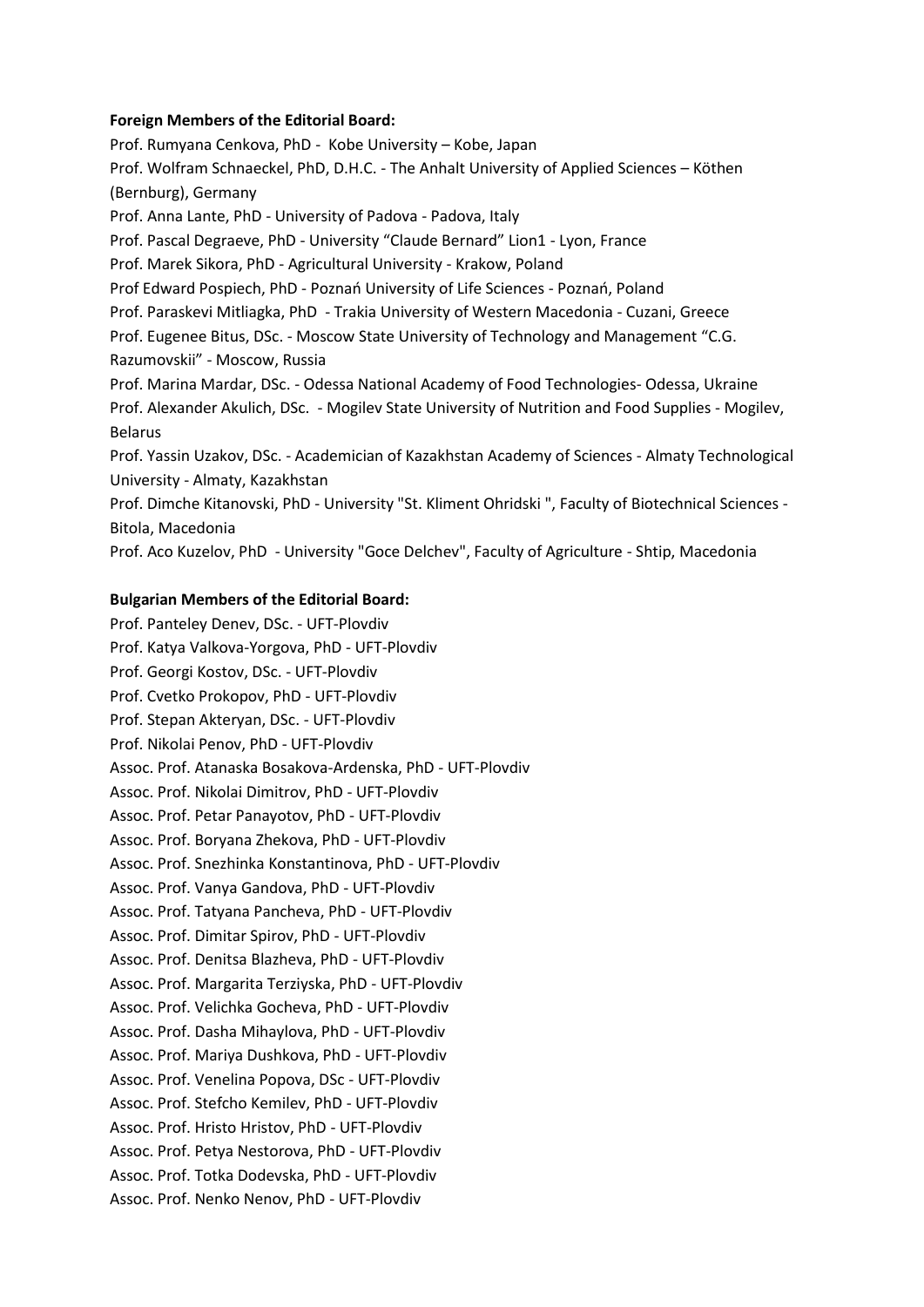**Foreign Members of the Editorial Board:**

Prof. Rumyana Cenkova, PhD - Kobe University – Kobe, Japan
Prof. Wolfram Schnaeckel, PhD, D.H.C. - The Anhalt University of Applied Sciences – Köthen (Bernburg), Germany
Prof. Anna Lante, PhD - University of Padova - Padova, Italy
Prof. Pascal Degraeve, PhD - University "Claude Bernard" Lion1 - Lyon, France
Prof. Marek Sikora, PhD - Agricultural University - Krakow, Poland
Prof Edward Pospiech, PhD - Poznań University of Life Sciences - Poznań, Poland
Prof. Paraskevi Mitliagka, PhD - Trakia University of Western Macedonia - Cuzani, Greece
Prof. Eugenee Bitus, DSc. - Moscow State University of Technology and Management "C.G. Razumovskii" - Moscow, Russia
Prof. Marina Mardar, DSc. - Odessa National Academy of Food Technologies- Odessa, Ukraine
Prof. Alexander Akulich, DSc. - Mogilev State University of Nutrition and Food Supplies - Mogilev, Belarus
Prof. Yassin Uzakov, DSc. - Academician of Kazakhstan Academy of Sciences - Almaty Technological University - Almaty, Kazakhstan
Prof. Dimche Kitanovski, PhD - University "St. Kliment Ohridski ", Faculty of Biotechnical Sciences - Bitola, Macedonia
Prof. Aco Kuzelov, PhD - University "Goce Delchev", Faculty of Agriculture - Shtip, Macedonia

**Bulgarian Members of the Editorial Board:**

Prof. Panteley Denev, DSc. - UFT-Plovdiv
Prof. Katya Valkova-Yorgova, PhD - UFT-Plovdiv
Prof. Georgi Kostov, DSc. - UFT-Plovdiv
Prof. Cvetko Prokopov, PhD - UFT-Plovdiv
Prof. Stepan Akteryan, DSc. - UFT-Plovdiv
Prof. Nikolai Penov, PhD - UFT-Plovdiv
Assoc. Prof. Atanaska Bosakova-Ardenska, PhD - UFT-Plovdiv
Assoc. Prof. Nikolai Dimitrov, PhD - UFT-Plovdiv
Assoc. Prof. Petar Panayotov, PhD - UFT-Plovdiv
Assoc. Prof. Boryana Zhekova, PhD - UFT-Plovdiv
Assoc. Prof. Snezhinka Konstantinova, PhD - UFT-Plovdiv
Assoc. Prof. Vanya Gandova, PhD - UFT-Plovdiv
Assoc. Prof. Tatyana Pancheva, PhD - UFT-Plovdiv
Assoc. Prof. Dimitar Spirov, PhD - UFT-Plovdiv
Assoc. Prof. Denitsa Blazheva, PhD - UFT-Plovdiv
Assoc. Prof. Margarita Terziyska, PhD - UFT-Plovdiv
Assoc. Prof. Velichka Gocheva, PhD - UFT-Plovdiv
Assoc. Prof. Dasha Mihaylova, PhD - UFT-Plovdiv
Assoc. Prof. Mariya Dushkova, PhD - UFT-Plovdiv
Assoc. Prof. Venelina Popova, DSc - UFT-Plovdiv
Assoc. Prof. Stefcho Kemilev, PhD - UFT-Plovdiv
Assoc. Prof. Hristo Hristov, PhD - UFT-Plovdiv
Assoc. Prof. Petya Nestorova, PhD - UFT-Plovdiv
Assoc. Prof. Totka Dodevska, PhD - UFT-Plovdiv
Assoc. Prof. Nenko Nenov, PhD - UFT-Plovdiv